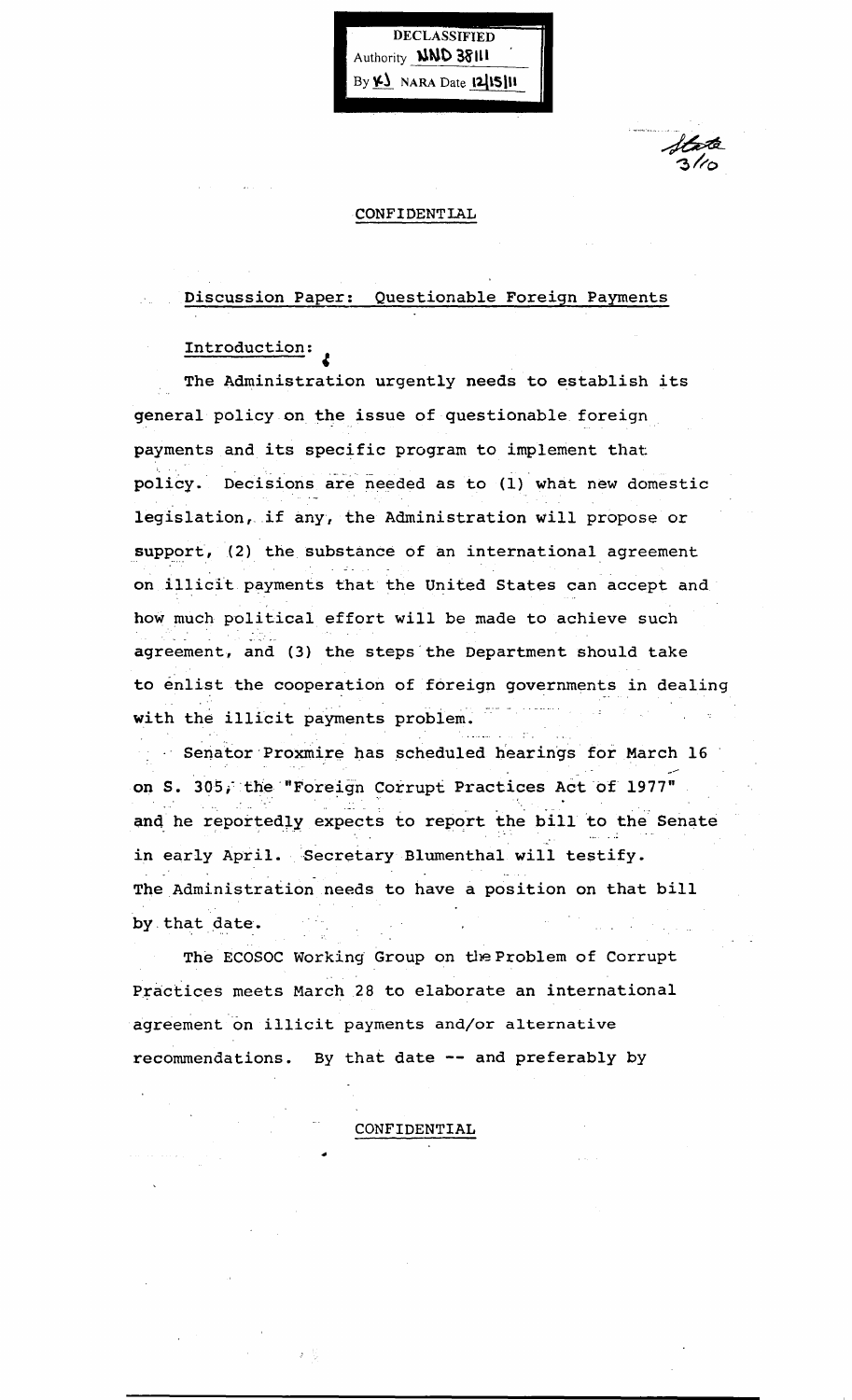DECLASSIFIED
Authority NND 38111
By KJ NARA Date 12/15/11

State 3/10

CONFIDENTIAL

## Discussion Paper: Questionable Foreign Payments

### Introduction:

The Administration urgently needs to establish its general policy on the issue of questionable foreign payments and its specific program to implement that policy. Decisions are needed as to (1) what new domestic legislation, if any, the Administration will propose or support, (2) the substance of an international agreement on illicit payments that the United States can accept and how much political effort will be made to achieve such agreement, and (3) the steps the Department should take to enlist the cooperation of foreign governments in dealing with the illicit payments problem.

Senator Proxmire has scheduled hearings for March 16 on S. 305, the "Foreign Corrupt Practices Act of 1977" and he reportedly expects to report the bill to the Senate in early April. Secretary Blumenthal will testify. The Administration needs to have a position on that bill by that date.

The ECOSOC Working Group on the Problem of Corrupt Practices meets March 28 to elaborate an international agreement on illicit payments and/or alternative recommendations. By that date -- and preferably by

CONFIDENTIAL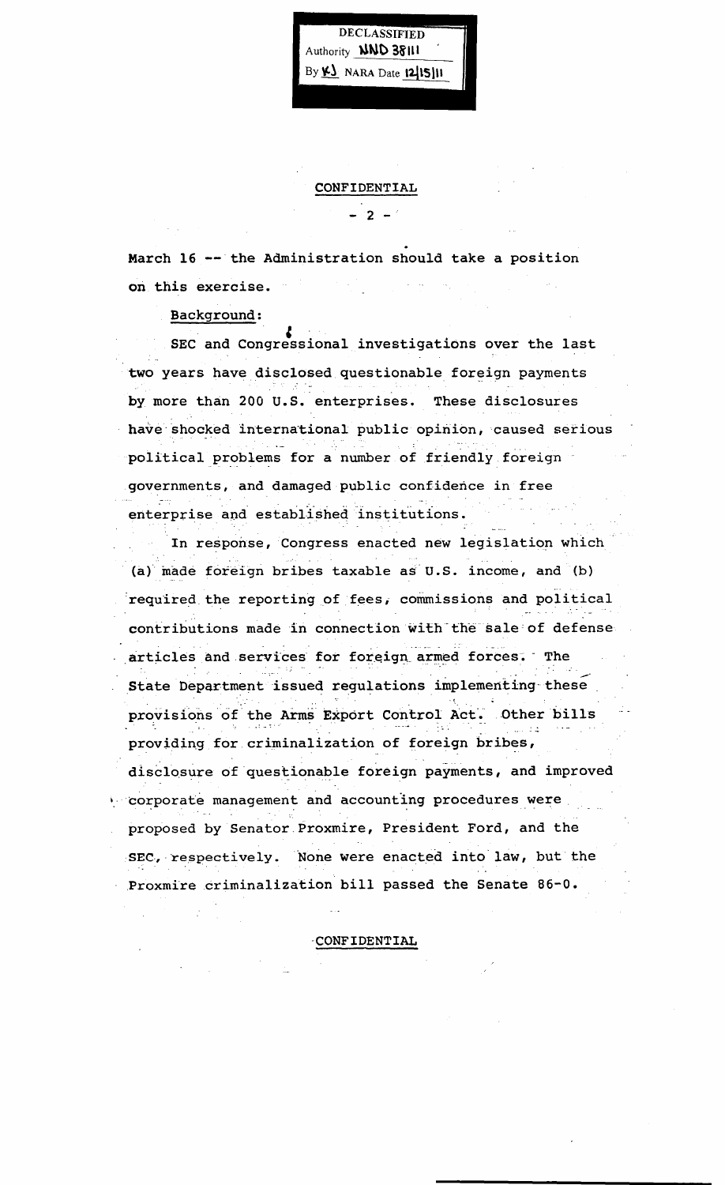March 16 -- the Administration should take a position on this exercise.

Background:

SEC and Congressional investigations over the last two years have disclosed questionable foreign payments by more than 200 U.S. enterprises. These disclosures have shocked international public opinion, caused serious political problems for a number of friendly foreign governments, and damaged public confidence in free enterprise and established institutions.

In response, Congress enacted new legislation which (a) made foreign bribes taxable as U.S. income, and (b) required the reporting of fees, commissions and political contributions made in connection with the sale of defense articles and services for foreign armed forces. The State Department issued regulations implementing these provisions of the Arms Export Control Act. Other bills providing for criminalization of foreign bribes, disclosure of questionable foreign payments, and improved corporate management and accounting procedures were proposed by Senator Proxmire, President Ford, and the SEC, respectively. None were enacted into law, but the Proxmire criminalization bill passed the Senate 86-0.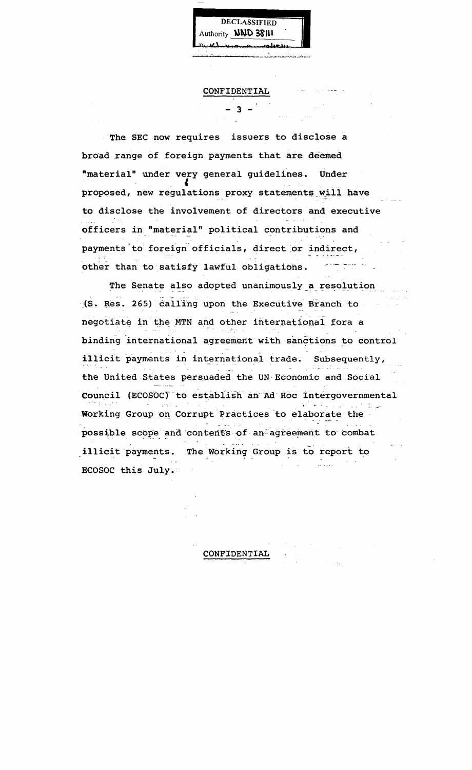DECLASSIFIED
Authority NND 38111

CONFIDENTIAL

The SEC now requires issuers to disclose a broad range of foreign payments that are deemed "material" under very general guidelines. Under proposed, new regulations proxy statements will have to disclose the involvement of directors and executive officers in "material" political contributions and payments to foreign officials, direct or indirect, other than to satisfy lawful obligations.

The Senate also adopted unanimously a resolution (S. Res. 265) calling upon the Executive Branch to negotiate in the MTN and other international fora a binding international agreement with sanctions to control illicit payments in international trade. Subsequently, the United States persuaded the UN Economic and Social Council (ECOSOC) to establish an Ad Hoc Intergovernmental Working Group on Corrupt Practices to elaborate the possible scope and contents of an agreement to combat illicit payments. The Working Group is to report to ECOSOC this July.

CONFIDENTIAL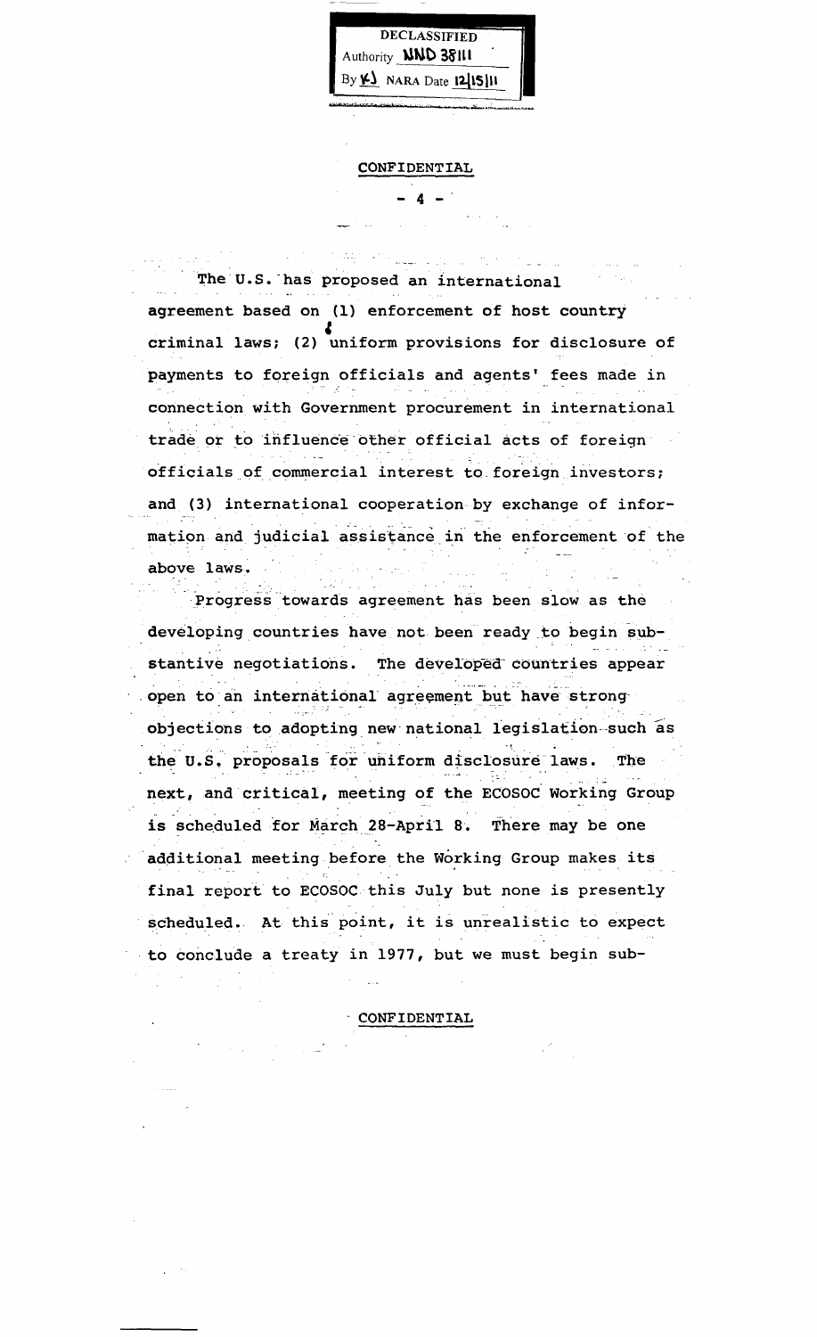DECLASSIFIED
Authority NND 38111
By KJ NARA Date 12/15/11

CONFIDENTIAL

The U.S. has proposed an international agreement based on (1) enforcement of host country criminal laws; (2) uniform provisions for disclosure of payments to foreign officials and agents' fees made in connection with Government procurement in international trade or to influence other official acts of foreign officials of commercial interest to foreign investors; and (3) international cooperation by exchange of information and judicial assistance in the enforcement of the above laws.

Progress towards agreement has been slow as the developing countries have not been ready to begin substantive negotiations. The developed countries appear open to an international agreement but have strong objections to adopting new national legislation such as the U.S. proposals for uniform disclosure laws. The next, and critical, meeting of the ECOSOC Working Group is scheduled for March 28-April 8. There may be one additional meeting before the Working Group makes its final report to ECOSOC this July but none is presently scheduled. At this point, it is unrealistic to expect to conclude a treaty in 1977, but we must begin sub-

CONFIDENTIAL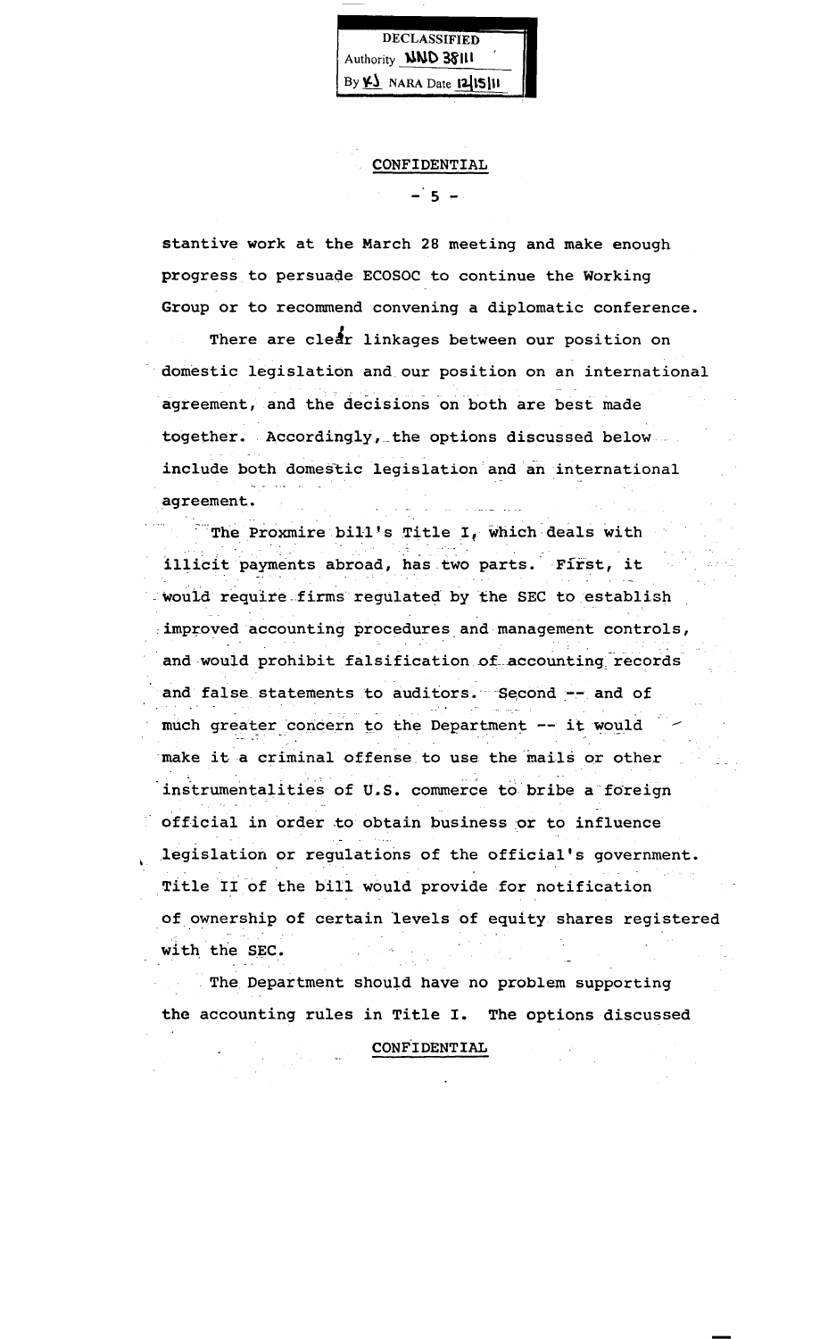DECLASSIFIED
Authority NND 38111
By KJ NARA Date 12/15/11

CONFIDENTIAL

stantive work at the March 28 meeting and make enough progress to persuade ECOSOC to continue the Working Group or to recommend convening a diplomatic conference.

There are clear linkages between our position on domestic legislation and our position on an international agreement, and the decisions on both are best made together. Accordingly, the options discussed below include both domestic legislation and an international agreement.

The Proxmire bill's Title I, which deals with illicit payments abroad, has two parts. First, it would require firms regulated by the SEC to establish improved accounting procedures and management controls, and would prohibit falsification of accounting records and false statements to auditors. Second -- and of much greater concern to the Department -- it would make it a criminal offense to use the mails or other instrumentalities of U.S. commerce to bribe a foreign official in order to obtain business or to influence legislation or regulations of the official's government. Title II of the bill would provide for notification of ownership of certain levels of equity shares registered with the SEC.

The Department should have no problem supporting the accounting rules in Title I. The options discussed

CONFIDENTIAL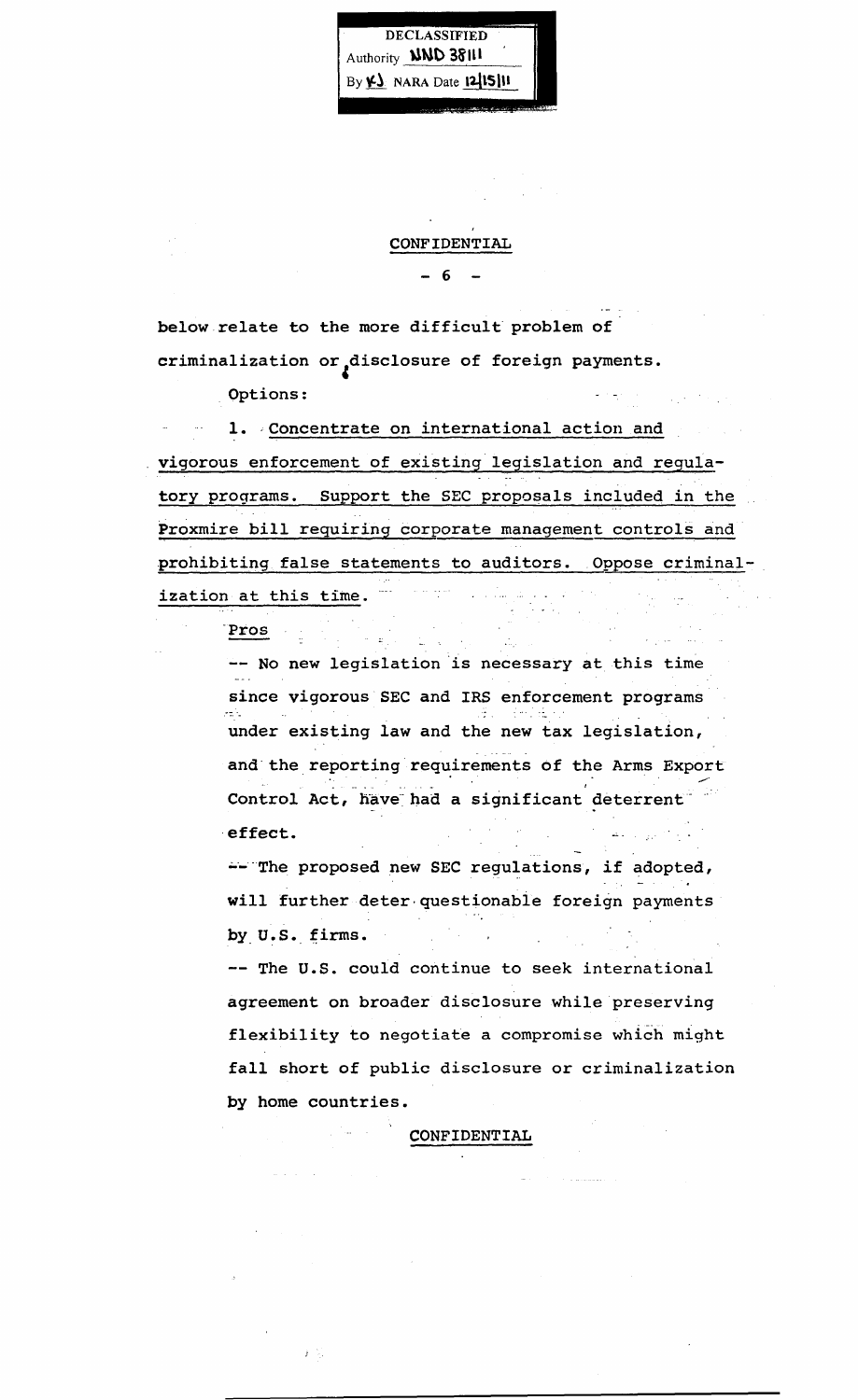DECLASSIFIED
Authority NND 38111
By KJ NARA Date 12/15/11

CONFIDENTIAL

below relate to the more difficult problem of criminalization or disclosure of foreign payments.

Options:

1. Concentrate on international action and vigorous enforcement of existing legislation and regulatory programs. Support the SEC proposals included in the Proxmire bill requiring corporate management controls and prohibiting false statements to auditors. Oppose criminalization at this time.

Pros

-- No new legislation is necessary at this time since vigorous SEC and IRS enforcement programs under existing law and the new tax legislation, and the reporting requirements of the Arms Export Control Act, have had a significant deterrent effect.

-- The proposed new SEC regulations, if adopted, will further deter questionable foreign payments by U.S. firms.

-- The U.S. could continue to seek international agreement on broader disclosure while preserving flexibility to negotiate a compromise which might fall short of public disclosure or criminalization by home countries.

CONFIDENTIAL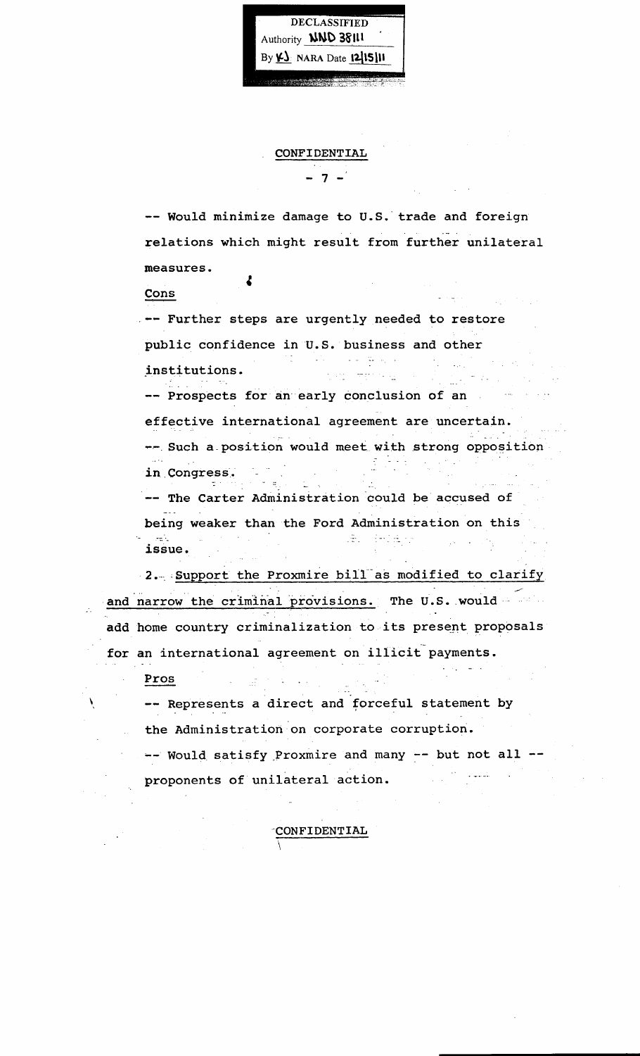-- Would minimize damage to U.S. trade and foreign relations which might result from further unilateral measures.

Cons

-- Further steps are urgently needed to restore public confidence in U.S. business and other institutions.

-- Prospects for an early conclusion of an effective international agreement are uncertain.

-- Such a position would meet with strong opposition in Congress.

-- The Carter Administration could be accused of being weaker than the Ford Administration on this issue.

2. Support the Proxmire bill as modified to clarify and narrow the criminal provisions. The U.S. would add home country criminalization to its present proposals for an international agreement on illicit payments.

Pros

-- Represents a direct and forceful statement by the Administration on corporate corruption.

-- Would satisfy Proxmire and many -- but not all -- proponents of unilateral action.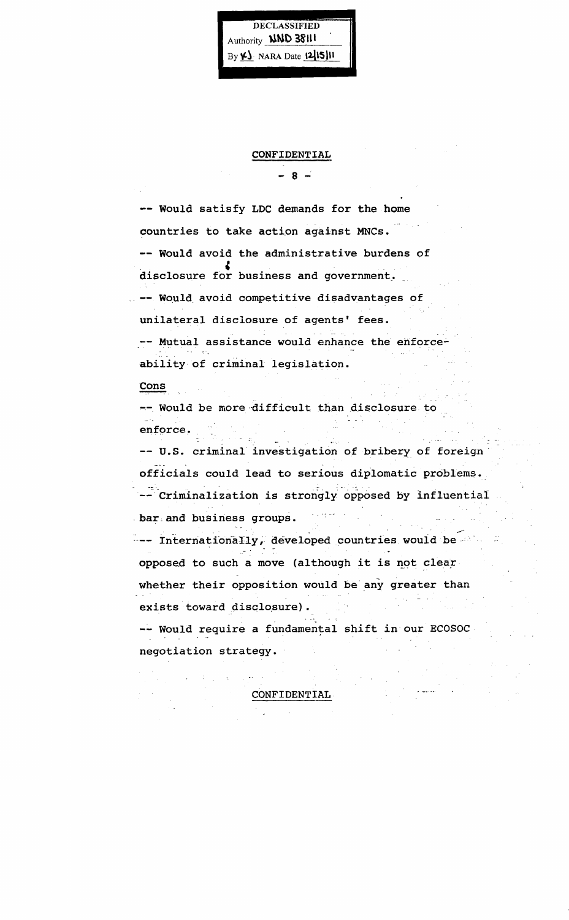DECLASSIFIED
Authority NND 38111
By KJ NARA Date 12/15/11

CONFIDENTIAL

-- Would satisfy LDC demands for the home countries to take action against MNCs.

-- Would avoid the administrative burdens of disclosure for business and government.

-- Would avoid competitive disadvantages of unilateral disclosure of agents' fees.

-- Mutual assistance would enhance the enforceability of criminal legislation.

Cons

-- Would be more difficult than disclosure to enforce.

-- U.S. criminal investigation of bribery of foreign officials could lead to serious diplomatic problems.

-- Criminalization is strongly opposed by influential bar and business groups.

-- Internationally, developed countries would be opposed to such a move (although it is not clear whether their opposition would be any greater than exists toward disclosure).

-- Would require a fundamental shift in our ECOSOC negotiation strategy.

CONFIDENTIAL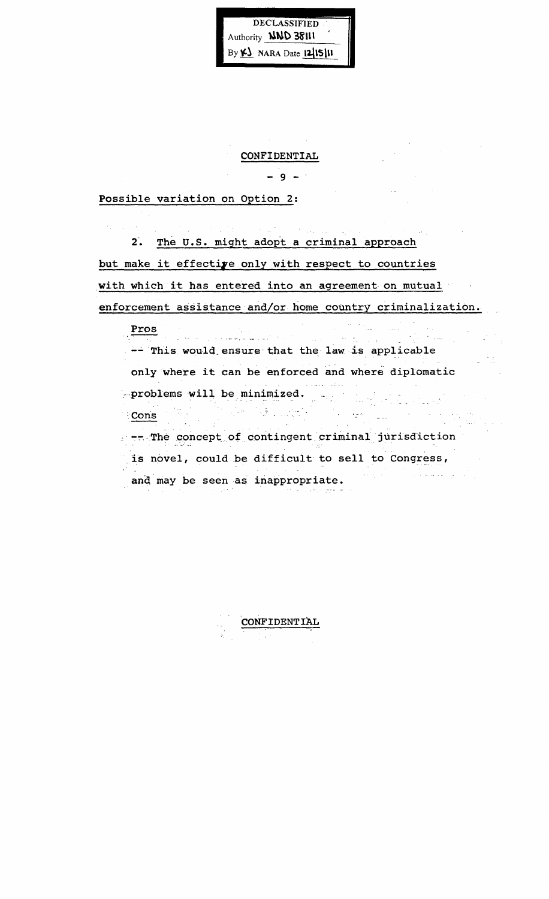DECLASSIFIED
Authority NND 38111
By KJ NARA Date 12/15/11

CONFIDENTIAL

Possible variation on Option 2:

2. The U.S. might adopt a criminal approach but make it effective only with respect to countries with which it has entered into an agreement on mutual enforcement assistance and/or home country criminalization.

Pros

-- This would ensure that the law is applicable only where it can be enforced and where diplomatic problems will be minimized.

Cons

-- The concept of contingent criminal jurisdiction is novel, could be difficult to sell to Congress, and may be seen as inappropriate.

CONFIDENTIAL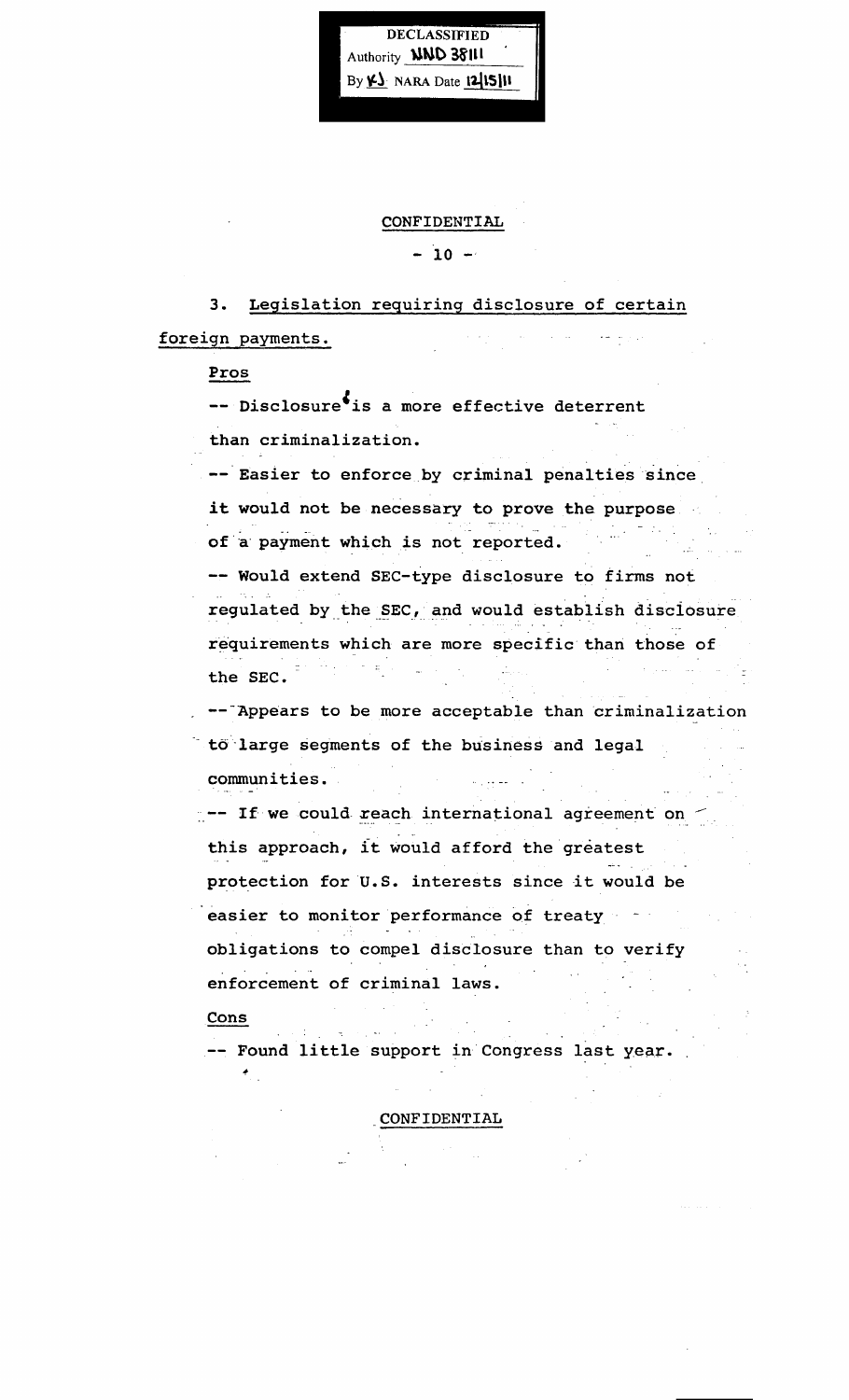DECLASSIFIED
Authority NND 38111
By KJ NARA Date 12/15/11

CONFIDENTIAL

3. Legislation requiring disclosure of certain foreign payments.

Pros

-- Disclosure is a more effective deterrent than criminalization.

-- Easier to enforce by criminal penalties since it would not be necessary to prove the purpose of a payment which is not reported.

-- Would extend SEC-type disclosure to firms not regulated by the SEC, and would establish disclosure requirements which are more specific than those of the SEC.

-- Appears to be more acceptable than criminalization to large segments of the business and legal communities.

-- If we could reach international agreement on this approach, it would afford the greatest protection for U.S. interests since it would be easier to monitor performance of treaty obligations to compel disclosure than to verify enforcement of criminal laws.

Cons

-- Found little support in Congress last year.

CONFIDENTIAL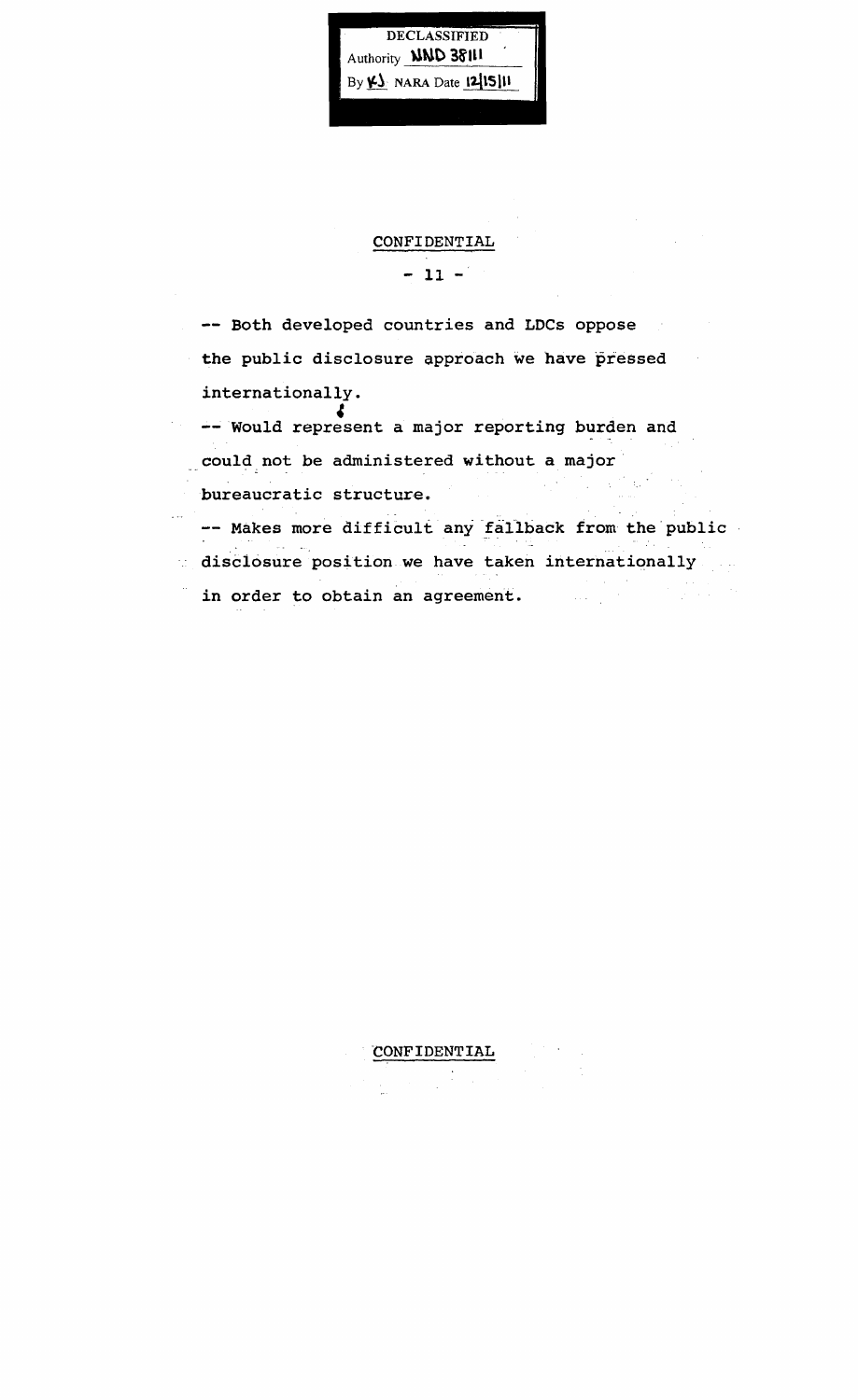DECLASSIFIED
Authority NND 38111
By KJ NARA Date 12/15/11

CONFIDENTIAL

-- Both developed countries and LDCs oppose the public disclosure approach we have pressed internationally.

-- Would represent a major reporting burden and could not be administered without a major bureaucratic structure.

-- Makes more difficult any fallback from the public disclosure position we have taken internationally in order to obtain an agreement.

CONFIDENTIAL